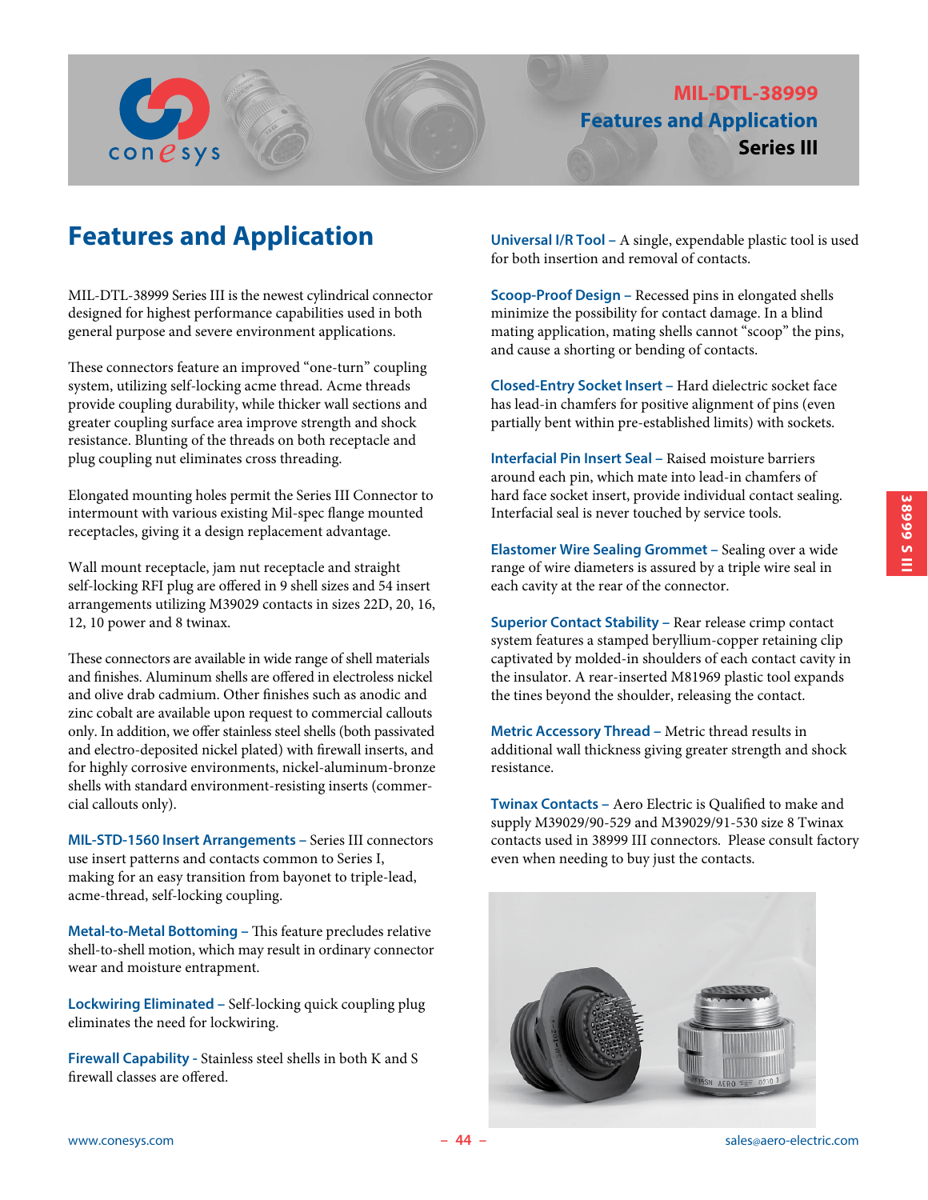# MIL-DTL-38999 Features and Application Series III

## Features and Application

MIL-DTL-38999 Series III is the newest cylindrical connector designed for highest performance capabilities used in both general purpose and severe environment applications.

These connectors feature an improved "one-turn" coupling system, utilizing self-locking acme thread. Acme threads provide coupling durability, while thicker wall sections and greater coupling surface area improve strength and shock resistance. Blunting of the threads on both receptacle and plug coupling nut eliminates cross threading.

Elongated mounting holes permit the Series III Connector to intermount with various existing Mil-spec flange mounted receptacles, giving it a design replacement advantage.

Wall mount receptacle, jam nut receptacle and straight self-locking RFI plug are offered in 9 shell sizes and 54 insert arrangements utilizing M39029 contacts in sizes 22D, 20, 16, 12, 10 power and 8 twinax.

These connectors are available in wide range of shell materials and finishes. Aluminum shells are offered in electroless nickel and olive drab cadmium. Other finishes such as anodic and zinc cobalt are available upon request to commercial callouts only. In addition, we offer stainless steel shells (both passivated and electro-deposited nickel plated) with firewall inserts, and for highly corrosive environments, nickel-aluminum-bronze shells with standard environment-resisting inserts (commercial callouts only).

**MIL-STD-1560 Insert Arrangements** – Series III connectors use insert patterns and contacts common to Series I, making for an easy transition from bayonet to triple-lead, acme-thread, self-locking coupling.

**Metal-to-Metal Bottoming** – This feature precludes relative shell-to-shell motion, which may result in ordinary connector wear and moisture entrapment.

**Lockwiring Eliminated** – Self-locking quick coupling plug eliminates the need for lockwiring.

**Firewall Capability** - Stainless steel shells in both K and S firewall classes are offered.

**Universal I/R Tool** – A single, expendable plastic tool is used for both insertion and removal of contacts.

**Scoop-Proof Design** – Recessed pins in elongated shells minimize the possibility for contact damage. In a blind mating application, mating shells cannot "scoop" the pins, and cause a shorting or bending of contacts.

**Closed-Entry Socket Insert** – Hard dielectric socket face has lead-in chamfers for positive alignment of pins (even partially bent within pre-established limits) with sockets.

**Interfacial Pin Insert Seal** – Raised moisture barriers around each pin, which mate into lead-in chamfers of hard face socket insert, provide individual contact sealing. Interfacial seal is never touched by service tools.

**Elastomer Wire Sealing Grommet** – Sealing over a wide range of wire diameters is assured by a triple wire seal in each cavity at the rear of the connector.

**Superior Contact Stability** – Rear release crimp contact system features a stamped beryllium-copper retaining clip captivated by molded-in shoulders of each contact cavity in the insulator. A rear-inserted M81969 plastic tool expands the tines beyond the shoulder, releasing the contact.

**Metric Accessory Thread** – Metric thread results in additional wall thickness giving greater strength and shock resistance.

**Twinax Contacts** – Aero Electric is Qualified to make and supply M39029/90-529 and M39029/91-530 size 8 Twinax contacts used in 38999 III connectors. Please consult factory even when needing to buy just the contacts.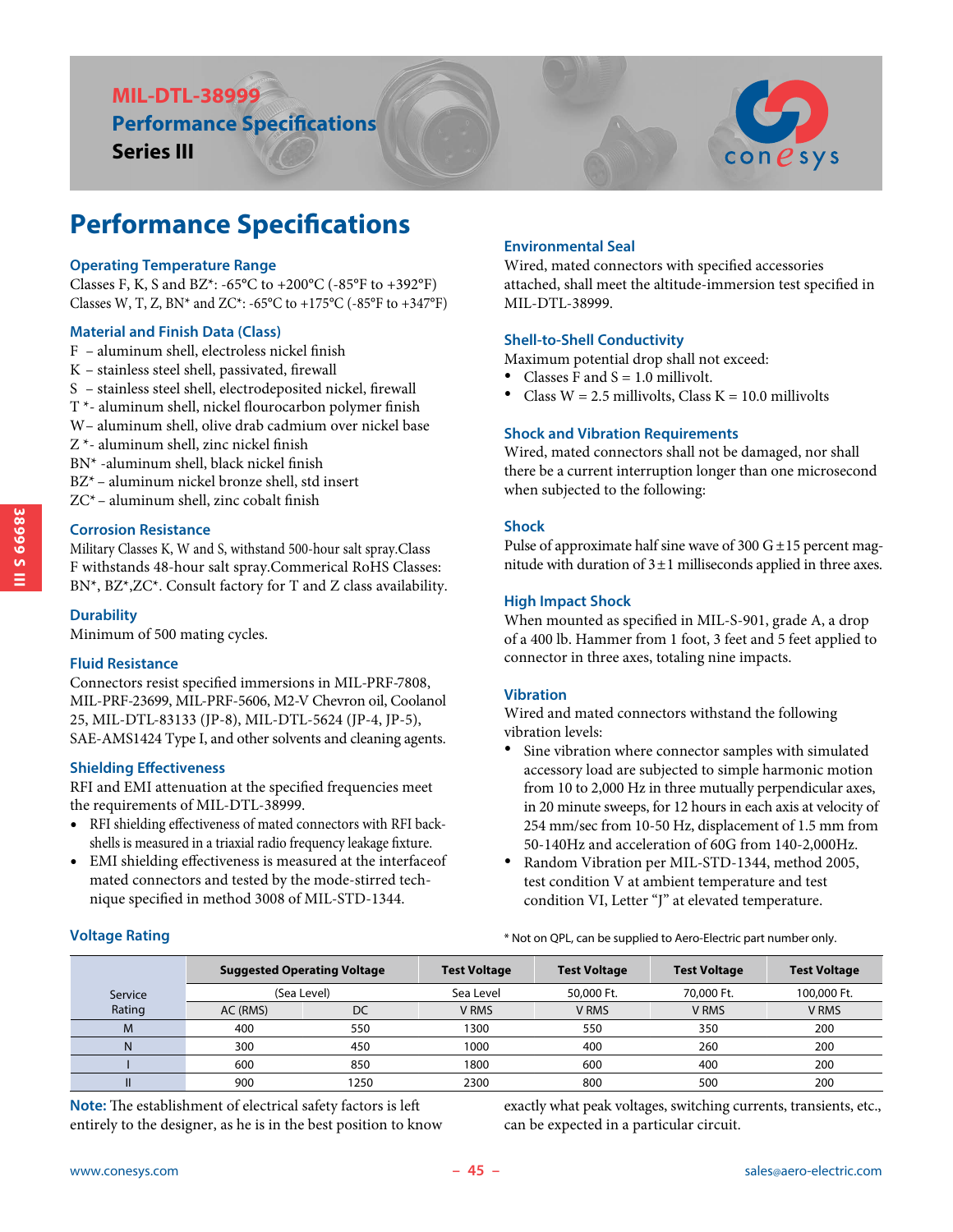# MIL-DTL-38999 Performance Specifications Series III

## Performance Specifications

### Operating Temperature Range

Classes F, K, S and BZ*: -65°C to +200°C (-85°F to +392°F)
Classes W, T, Z, BN* and ZC*: -65°C to +175°C (-85°F to +347°F)

### Material and Finish Data (Class)

F – aluminum shell, electroless nickel finish
K – stainless steel shell, passivated, firewall
S – stainless steel shell, electrodeposited nickel, firewall
T *- aluminum shell, nickel flourocarbon polymer finish
W– aluminum shell, olive drab cadmium over nickel base
Z *- aluminum shell, zinc nickel finish
BN* -aluminum shell, black nickel finish
BZ* – aluminum nickel bronze shell, std insert
ZC* – aluminum shell, zinc cobalt finish

### Corrosion Resistance

Military Classes K, W and S, withstand 500-hour salt spray.Class F withstands 48-hour salt spray.Commerical RoHS Classes: BN*, BZ*,ZC*. Consult factory for T and Z class availability.

### Durability

Minimum of 500 mating cycles.

### Fluid Resistance

Connectors resist specified immersions in MIL-PRF-7808, MIL-PRF-23699, MIL-PRF-5606, M2-V Chevron oil, Coolanol 25, MIL-DTL-83133 (JP-8), MIL-DTL-5624 (JP-4, JP-5), SAE-AMS1424 Type I, and other solvents and cleaning agents.

### Shielding Effectiveness

RFI and EMI attenuation at the specified frequencies meet the requirements of MIL-DTL-38999.

- RFI shielding effectiveness of mated connectors with RFI backshells is measured in a triaxial radio frequency leakage fixture.
- EMI shielding effectiveness is measured at the interfaceof mated connectors and tested by the mode-stirred technique specified in method 3008 of MIL-STD-1344.

### Environmental Seal

Wired, mated connectors with specified accessories attached, shall meet the altitude-immersion test specified in MIL-DTL-38999.

### Shell-to-Shell Conductivity

Maximum potential drop shall not exceed:

- Classes F and S = 1.0 millivolt.
- Class W = 2.5 millivolts, Class K = 10.0 millivolts

### Shock and Vibration Requirements

Wired, mated connectors shall not be damaged, nor shall there be a current interruption longer than one microsecond when subjected to the following:

### Shock

Pulse of approximate half sine wave of 300 G ±15 percent magnitude with duration of 3±1 milliseconds applied in three axes.

### High Impact Shock

When mounted as specified in MIL-S-901, grade A, a drop of a 400 lb. Hammer from 1 foot, 3 feet and 5 feet applied to connector in three axes, totaling nine impacts.

### Vibration

Wired and mated connectors withstand the following vibration levels:

- Sine vibration where connector samples with simulated accessory load are subjected to simple harmonic motion from 10 to 2,000 Hz in three mutually perpendicular axes, in 20 minute sweeps, for 12 hours in each axis at velocity of 254 mm/sec from 10-50 Hz, displacement of 1.5 mm from 50-140Hz and acceleration of 60G from 140-2,000Hz.
- Random Vibration per MIL-STD-1344, method 2005, test condition V at ambient temperature and test condition VI, Letter "J" at elevated temperature.

* Not on QPL, can be supplied to Aero-Electric part number only.

### Voltage Rating

| Service Rating | Suggested Operating Voltage | | Test Voltage | Test Voltage | Test Voltage | Test Voltage |
|---|---|---|---|---|---|---|
| | (Sea Level) | | Sea Level | 50,000 Ft. | 70,000 Ft. | 100,000 Ft. |
| | AC (RMS) | DC | V RMS | V RMS | V RMS | V RMS |
| M | 400 | 550 | 1300 | 550 | 350 | 200 |
| N | 300 | 450 | 1000 | 400 | 260 | 200 |
| I | 600 | 850 | 1800 | 600 | 400 | 200 |
| II | 900 | 1250 | 2300 | 800 | 500 | 200 |

**Note:** The establishment of electrical safety factors is left entirely to the designer, as he is in the best position to know exactly what peak voltages, switching currents, transients, etc., can be expected in a particular circuit.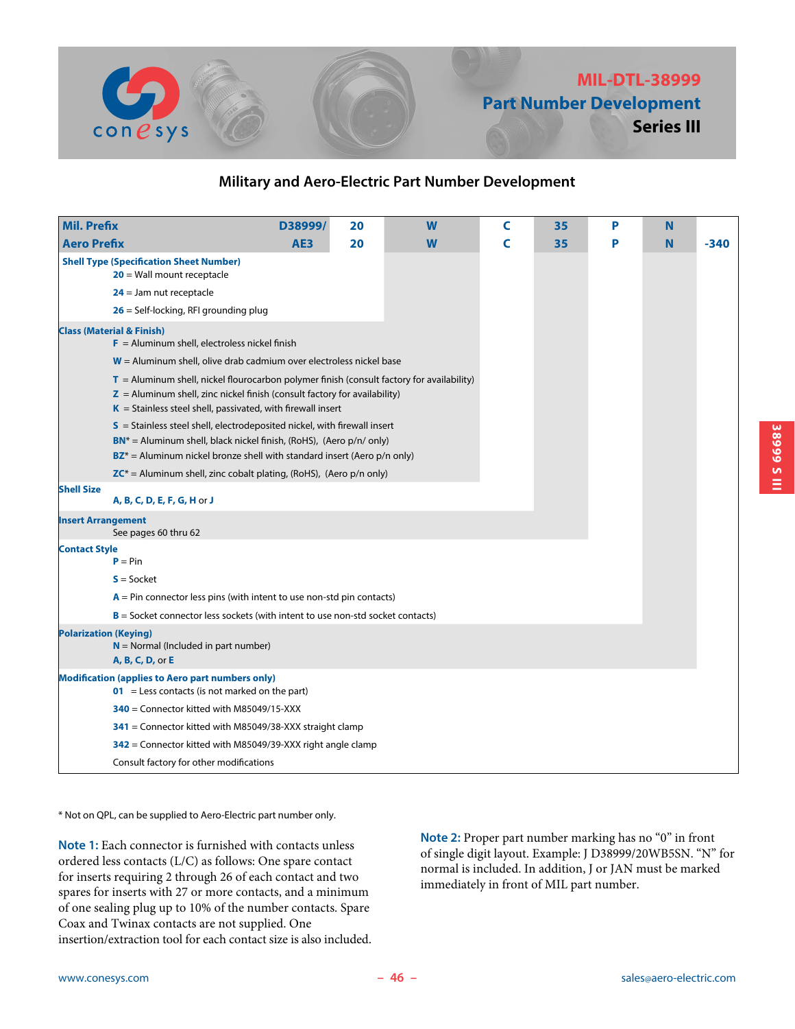# MIL-DTL-38999 Part Number Development Series III

## Military and Aero-Electric Part Number Development

| | | | | | | | | |
|---|---|---|---|---|---|---|---|---|
| **Mil. Prefix** | **D38999/** | **20** | **W** | **C** | **35** | **P** | **N** | |
| **Aero Prefix** | **AE3** | **20** | **W** | **C** | **35** | **P** | **N** | **-340** |

**Shell Type (Specification Sheet Number)**
- **20** = Wall mount receptacle
- **24** = Jam nut receptacle
- **26** = Self-locking, RFI grounding plug

**Class (Material & Finish)**
- **F** = Aluminum shell, electroless nickel finish
- **W** = Aluminum shell, olive drab cadmium over electroless nickel base
- **T** = Aluminum shell, nickel flourocarbon polymer finish (consult factory for availability)
- **Z** = Aluminum shell, zinc nickel finish (consult factory for availability)
- **K** = Stainless steel shell, passivated, with firewall insert
- **S** = Stainless steel shell, electrodeposited nickel, with firewall insert
- **BN*** = Aluminum shell, black nickel finish, (RoHS), (Aero p/n/ only)
- **BZ*** = Aluminum nickel bronze shell with standard insert (Aero p/n only)
- **ZC*** = Aluminum shell, zinc cobalt plating, (RoHS), (Aero p/n only)

**Shell Size**
- **A, B, C, D, E, F, G, H** or **J**

**Insert Arrangement**
- See pages 60 thru 62

**Contact Style**
- **P** = Pin
- **S** = Socket
- **A** = Pin connector less pins (with intent to use non-std pin contacts)
- **B** = Socket connector less sockets (with intent to use non-std socket contacts)

**Polarization (Keying)**
- **N** = Normal (Included in part number)
- **A, B, C, D,** or **E**

**Modification (applies to Aero part numbers only)**
- **01** = Less contacts (is not marked on the part)
- **340** = Connector kitted with M85049/15-XXX
- **341** = Connector kitted with M85049/38-XXX straight clamp
- **342** = Connector kitted with M85049/39-XXX right angle clamp
- Consult factory for other modifications

\* Not on QPL, can be supplied to Aero-Electric part number only.

**Note 1:** Each connector is furnished with contacts unless ordered less contacts (L/C) as follows: One spare contact for inserts requiring 2 through 26 of each contact and two spares for inserts with 27 or more contacts, and a minimum of one sealing plug up to 10% of the number contacts. Spare Coax and Twinax contacts are not supplied. One insertion/extraction tool for each contact size is also included.

**Note 2:** Proper part number marking has no "0" in front of single digit layout. Example: J D38999/20WB5SN. "N" for normal is included. In addition, J or JAN must be marked immediately in front of MIL part number.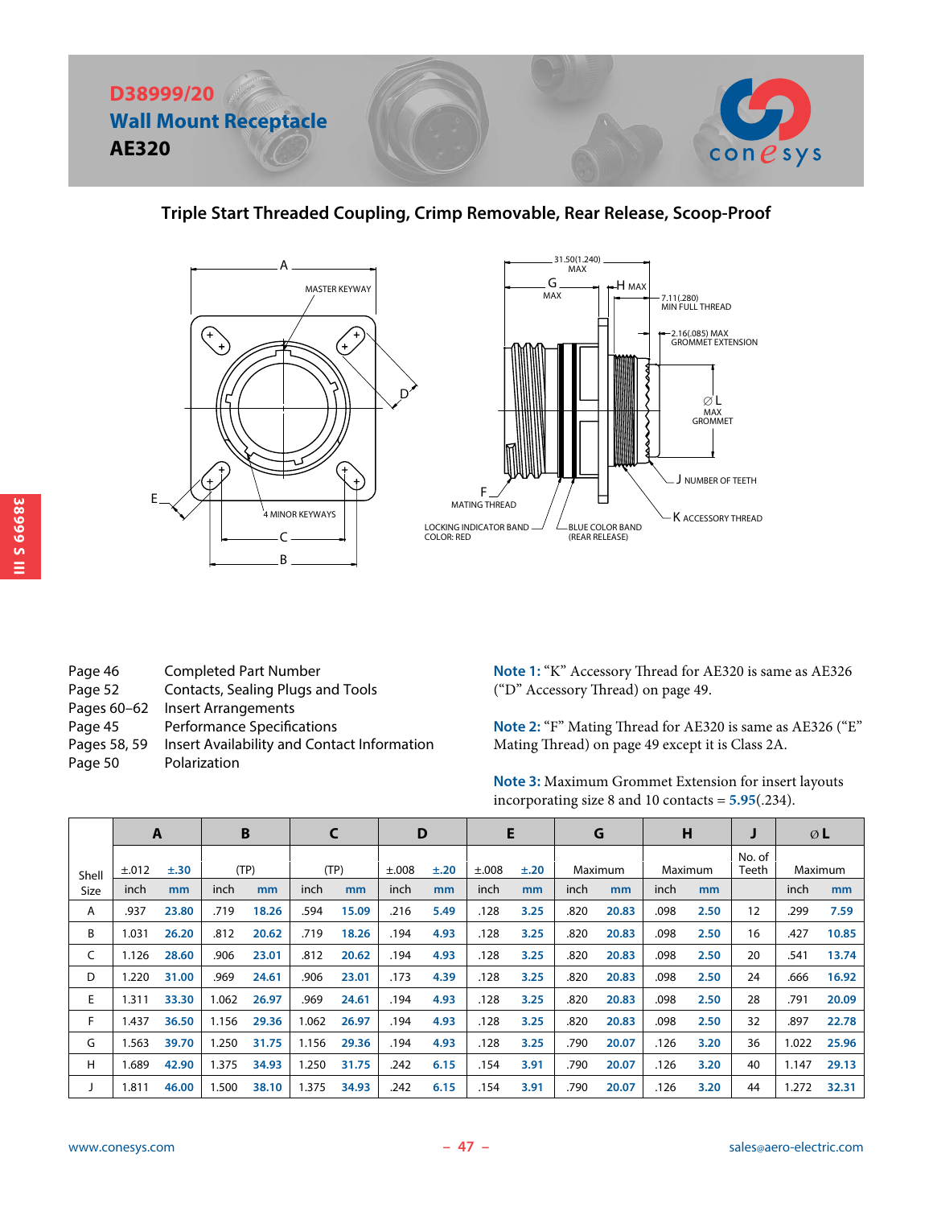# D38999/20

## Wall Mount Receptacle

## AE320

### Triple Start Threaded Coupling, Crimp Removable, Rear Release, Scoop-Proof

| | |
|---|---|
| Page 46 | Completed Part Number |
| Page 52 | Contacts, Sealing Plugs and Tools |
| Pages 60–62 | Insert Arrangements |
| Page 45 | Performance Specifications |
| Pages 58, 59 | Insert Availability and Contact Information |
| Page 50 | Polarization |

**Note 1:** "K" Accessory Thread for AE320 is same as AE326 ("D" Accessory Thread) on page 49.

**Note 2:** "F" Mating Thread for AE320 is same as AE326 ("E" Mating Thread) on page 49 except it is Class 2A.

**Note 3:** Maximum Grommet Extension for insert layouts incorporating size 8 and 10 contacts = **5.95**(.234).

| Shell Size | A | | B | | C | | D | | E | | G | | H | | J | ØL | |
|---|---|---|---|---|---|---|---|---|---|---|---|---|---|---|---|---|---|
| | ±.012 | ±.30 | (TP) | | (TP) | | ±.008 | ±.20 | ±.008 | ±.20 | Maximum | | Maximum | | No. of Teeth | Maximum | |
| | inch | mm | inch | mm | inch | mm | inch | mm | inch | mm | inch | mm | inch | mm | | inch | mm |
| A | .937 | 23.80 | .719 | 18.26 | .594 | 15.09 | .216 | 5.49 | .128 | 3.25 | .820 | 20.83 | .098 | 2.50 | 12 | .299 | 7.59 |
| B | 1.031 | 26.20 | .812 | 20.62 | .719 | 18.26 | .194 | 4.93 | .128 | 3.25 | .820 | 20.83 | .098 | 2.50 | 16 | .427 | 10.85 |
| C | 1.126 | 28.60 | .906 | 23.01 | .812 | 20.62 | .194 | 4.93 | .128 | 3.25 | .820 | 20.83 | .098 | 2.50 | 20 | .541 | 13.74 |
| D | 1.220 | 31.00 | .969 | 24.61 | .906 | 23.01 | .173 | 4.39 | .128 | 3.25 | .820 | 20.83 | .098 | 2.50 | 24 | .666 | 16.92 |
| E | 1.311 | 33.30 | 1.062 | 26.97 | .969 | 24.61 | .194 | 4.93 | .128 | 3.25 | .820 | 20.83 | .098 | 2.50 | 28 | .791 | 20.09 |
| F | 1.437 | 36.50 | 1.156 | 29.36 | 1.062 | 26.97 | .194 | 4.93 | .128 | 3.25 | .820 | 20.83 | .098 | 2.50 | 32 | .897 | 22.78 |
| G | 1.563 | 39.70 | 1.250 | 31.75 | 1.156 | 29.36 | .194 | 4.93 | .128 | 3.25 | .790 | 20.07 | .126 | 3.20 | 36 | 1.022 | 25.96 |
| H | 1.689 | 42.90 | 1.375 | 34.93 | 1.250 | 31.75 | .242 | 6.15 | .154 | 3.91 | .790 | 20.07 | .126 | 3.20 | 40 | 1.147 | 29.13 |
| J | 1.811 | 46.00 | 1.500 | 38.10 | 1.375 | 34.93 | .242 | 6.15 | .154 | 3.91 | .790 | 20.07 | .126 | 3.20 | 44 | 1.272 | 32.31 |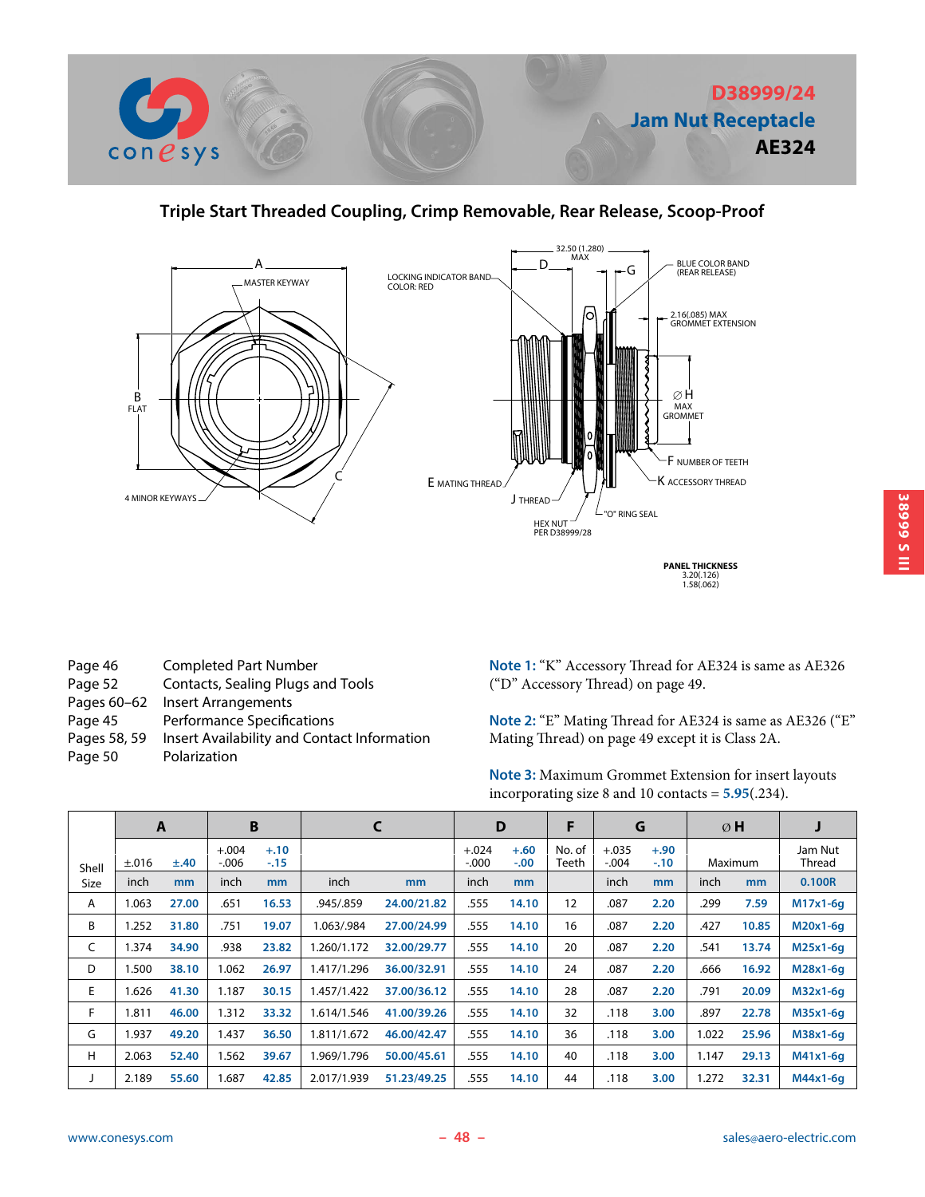# D38999/24
## Jam Nut Receptacle
## AE324

### Triple Start Threaded Coupling, Crimp Removable, Rear Release, Scoop-Proof

| | |
|---|---|
| Page 46 | Completed Part Number |
| Page 52 | Contacts, Sealing Plugs and Tools |
| Pages 60–62 | Insert Arrangements |
| Page 45 | Performance Specifications |
| Pages 58, 59 | Insert Availability and Contact Information |
| Page 50 | Polarization |

**Note 1:** "K" Accessory Thread for AE324 is same as AE326 ("D" Accessory Thread) on page 49.

**Note 2:** "E" Mating Thread for AE324 is same as AE326 ("E" Mating Thread) on page 49 except it is Class 2A.

**Note 3:** Maximum Grommet Extension for insert layouts incorporating size 8 and 10 contacts = **5.95**(.234).

| Shell Size | A | | B | | C | | D | | F | G | | ⌀H | | J |
|---|---|---|---|---|---|---|---|---|---|---|---|---|---|---|
| | ±.016 | ±.40 | +.004 -.006 | +.10 -.15 | | | +.024 -.000 | +.60 -.00 | No. of Teeth | +.035 -.004 | +.90 -.10 | Maximum | | Jam Nut Thread |
| | inch | mm | inch | mm | inch | mm | inch | mm | | inch | mm | inch | mm | 0.100R |
| A | 1.063 | 27.00 | .651 | 16.53 | .945/.859 | 24.00/21.82 | .555 | 14.10 | 12 | .087 | 2.20 | .299 | 7.59 | M17x1-6g |
| B | 1.252 | 31.80 | .751 | 19.07 | 1.063/.984 | 27.00/24.99 | .555 | 14.10 | 16 | .087 | 2.20 | .427 | 10.85 | M20x1-6g |
| C | 1.374 | 34.90 | .938 | 23.82 | 1.260/1.172 | 32.00/29.77 | .555 | 14.10 | 20 | .087 | 2.20 | .541 | 13.74 | M25x1-6g |
| D | 1.500 | 38.10 | 1.062 | 26.97 | 1.417/1.296 | 36.00/32.91 | .555 | 14.10 | 24 | .087 | 2.20 | .666 | 16.92 | M28x1-6g |
| E | 1.626 | 41.30 | 1.187 | 30.15 | 1.457/1.422 | 37.00/36.12 | .555 | 14.10 | 28 | .087 | 2.20 | .791 | 20.09 | M32x1-6g |
| F | 1.811 | 46.00 | 1.312 | 33.32 | 1.614/1.546 | 41.00/39.26 | .555 | 14.10 | 32 | .118 | 3.00 | .897 | 22.78 | M35x1-6g |
| G | 1.937 | 49.20 | 1.437 | 36.50 | 1.811/1.672 | 46.00/42.47 | .555 | 14.10 | 36 | .118 | 3.00 | 1.022 | 25.96 | M38x1-6g |
| H | 2.063 | 52.40 | 1.562 | 39.67 | 1.969/1.796 | 50.00/45.61 | .555 | 14.10 | 40 | .118 | 3.00 | 1.147 | 29.13 | M41x1-6g |
| J | 2.189 | 55.60 | 1.687 | 42.85 | 2.017/1.939 | 51.23/49.25 | .555 | 14.10 | 44 | .118 | 3.00 | 1.272 | 32.31 | M44x1-6g |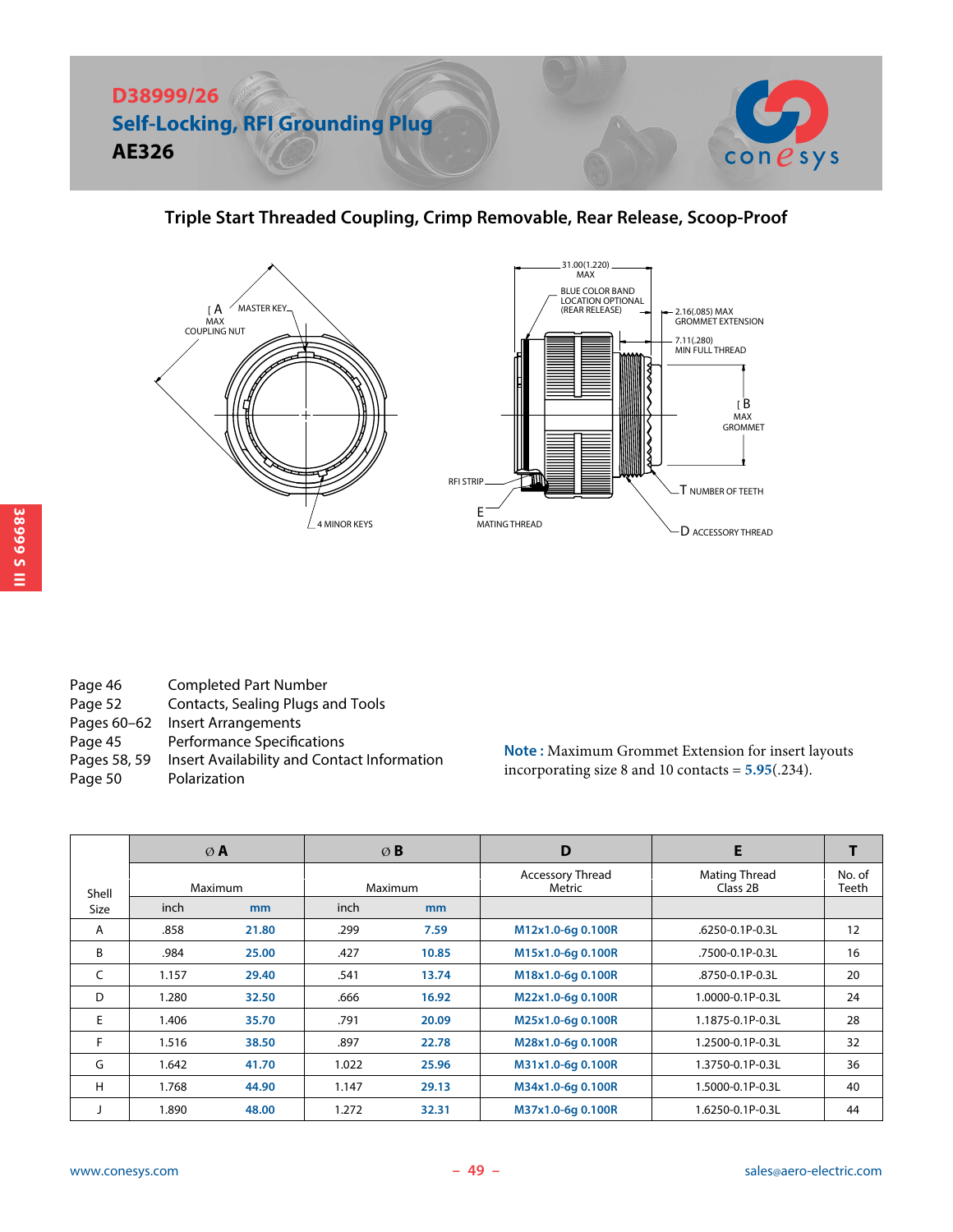# D38999/26

## Self-Locking, RFI Grounding Plug

## AE326

### Triple Start Threaded Coupling, Crimp Removable, Rear Release, Scoop-Proof

| | |
|---|---|
| Page 46 | Completed Part Number |
| Page 52 | Contacts, Sealing Plugs and Tools |
| Pages 60–62 | Insert Arrangements |
| Page 45 | Performance Specifications |
| Pages 58, 59 | Insert Availability and Contact Information |
| Page 50 | Polarization |

**Note :** Maximum Grommet Extension for insert layouts incorporating size 8 and 10 contacts = **5.95**(.234).

| Shell Size | ∅ A | | ∅ B | | D | E | T |
|---|---|---|---|---|---|---|---|
| | Maximum | | Maximum | | Accessory Thread Metric | Mating Thread Class 2B | No. of Teeth |
| | inch | mm | inch | mm | | | |
| A | .858 | 21.80 | .299 | 7.59 | M12x1.0-6g 0.100R | .6250-0.1P-0.3L | 12 |
| B | .984 | 25.00 | .427 | 10.85 | M15x1.0-6g 0.100R | .7500-0.1P-0.3L | 16 |
| C | 1.157 | 29.40 | .541 | 13.74 | M18x1.0-6g 0.100R | .8750-0.1P-0.3L | 20 |
| D | 1.280 | 32.50 | .666 | 16.92 | M22x1.0-6g 0.100R | 1.0000-0.1P-0.3L | 24 |
| E | 1.406 | 35.70 | .791 | 20.09 | M25x1.0-6g 0.100R | 1.1875-0.1P-0.3L | 28 |
| F | 1.516 | 38.50 | .897 | 22.78 | M28x1.0-6g 0.100R | 1.2500-0.1P-0.3L | 32 |
| G | 1.642 | 41.70 | 1.022 | 25.96 | M31x1.0-6g 0.100R | 1.3750-0.1P-0.3L | 36 |
| H | 1.768 | 44.90 | 1.147 | 29.13 | M34x1.0-6g 0.100R | 1.5000-0.1P-0.3L | 40 |
| J | 1.890 | 48.00 | 1.272 | 32.31 | M37x1.0-6g 0.100R | 1.6250-0.1P-0.3L | 44 |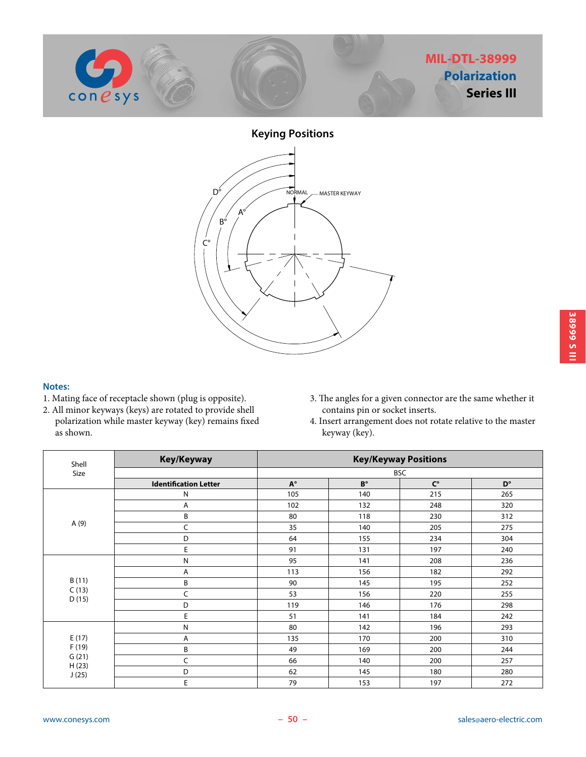# MIL-DTL-38999
## Polarization
## Series III

### Keying Positions

NORMAL — MASTER KEYWAY

A° B° C° D°

**Notes:**

1. Mating face of receptacle shown (plug is opposite).
2. All minor keyways (keys) are rotated to provide shell polarization while master keyway (key) remains fixed as shown.
3. The angles for a given connector are the same whether it contains pin or socket inserts.
4. Insert arrangement does not rotate relative to the master keyway (key).

| Shell Size | Key/Keyway | Key/Keyway Positions | | | |
|---|---|---|---|---|---|
| | | BSC | | | |
| | Identification Letter | A° | B° | C° | D° |
| A (9) | N | 105 | 140 | 215 | 265 |
| | A | 102 | 132 | 248 | 320 |
| | B | 80 | 118 | 230 | 312 |
| | C | 35 | 140 | 205 | 275 |
| | D | 64 | 155 | 234 | 304 |
| | E | 91 | 131 | 197 | 240 |
| B (11) C (13) D (15) | N | 95 | 141 | 208 | 236 |
| | A | 113 | 156 | 182 | 292 |
| | B | 90 | 145 | 195 | 252 |
| | C | 53 | 156 | 220 | 255 |
| | D | 119 | 146 | 176 | 298 |
| | E | 51 | 141 | 184 | 242 |
| E (17) F (19) G (21) H (23) J (25) | N | 80 | 142 | 196 | 293 |
| | A | 135 | 170 | 200 | 310 |
| | B | 49 | 169 | 200 | 244 |
| | C | 66 | 140 | 200 | 257 |
| | D | 62 | 145 | 180 | 280 |
| | E | 79 | 153 | 197 | 272 |

www.conesys.com sales@aero-electric.com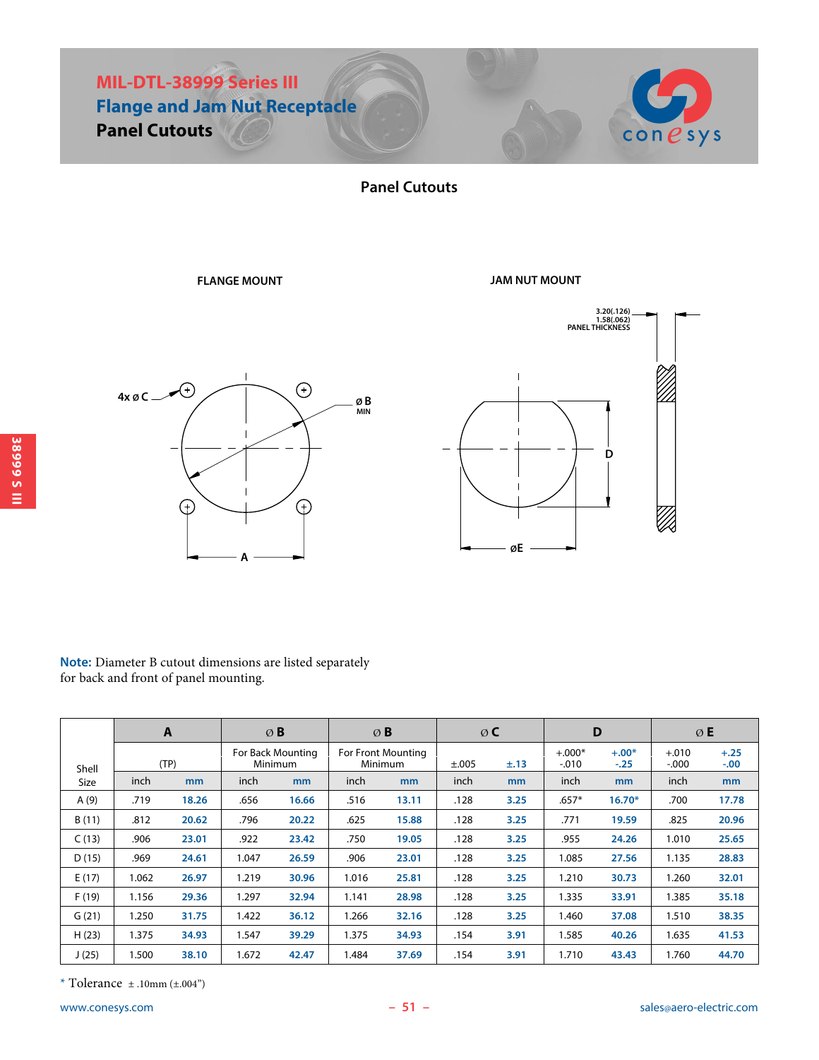# MIL-DTL-38999 Series III
## Flange and Jam Nut Receptacle
### Panel Cutouts

## Panel Cutouts

FLANGE MOUNT

JAM NUT MOUNT

4x ø C

ø B MIN

A

3.20(.126)
1.58(.062)
PANEL THICKNESS

D

øE

**Note:** Diameter B cutout dimensions are listed separately for back and front of panel mounting.

| Shell Size | A | | ø B | | ø B | | ø C | | D | | ø E | |
|---|---|---|---|---|---|---|---|---|---|---|---|---|
| | (TP) | | For Back Mounting Minimum | | For Front Mounting Minimum | | ±.005 | ±.13 | +.000* -.010 | +.00* -.25 | +.010 -.000 | +.25 -.00 |
| | inch | mm | inch | mm | inch | mm | inch | mm | inch | mm | inch | mm |
| A (9) | .719 | 18.26 | .656 | 16.66 | .516 | 13.11 | .128 | 3.25 | .657* | 16.70* | .700 | 17.78 |
| B (11) | .812 | 20.62 | .796 | 20.22 | .625 | 15.88 | .128 | 3.25 | .771 | 19.59 | .825 | 20.96 |
| C (13) | .906 | 23.01 | .922 | 23.42 | .750 | 19.05 | .128 | 3.25 | .955 | 24.26 | 1.010 | 25.65 |
| D (15) | .969 | 24.61 | 1.047 | 26.59 | .906 | 23.01 | .128 | 3.25 | 1.085 | 27.56 | 1.135 | 28.83 |
| E (17) | 1.062 | 26.97 | 1.219 | 30.96 | 1.016 | 25.81 | .128 | 3.25 | 1.210 | 30.73 | 1.260 | 32.01 |
| F (19) | 1.156 | 29.36 | 1.297 | 32.94 | 1.141 | 28.98 | .128 | 3.25 | 1.335 | 33.91 | 1.385 | 35.18 |
| G (21) | 1.250 | 31.75 | 1.422 | 36.12 | 1.266 | 32.16 | .128 | 3.25 | 1.460 | 37.08 | 1.510 | 38.35 |
| H (23) | 1.375 | 34.93 | 1.547 | 39.29 | 1.375 | 34.93 | .154 | 3.91 | 1.585 | 40.26 | 1.635 | 41.53 |
| J (25) | 1.500 | 38.10 | 1.672 | 42.47 | 1.484 | 37.69 | .154 | 3.91 | 1.710 | 43.43 | 1.760 | 44.70 |

* Tolerance ± .10mm (±.004")

www.conesys.com

sales@aero-electric.com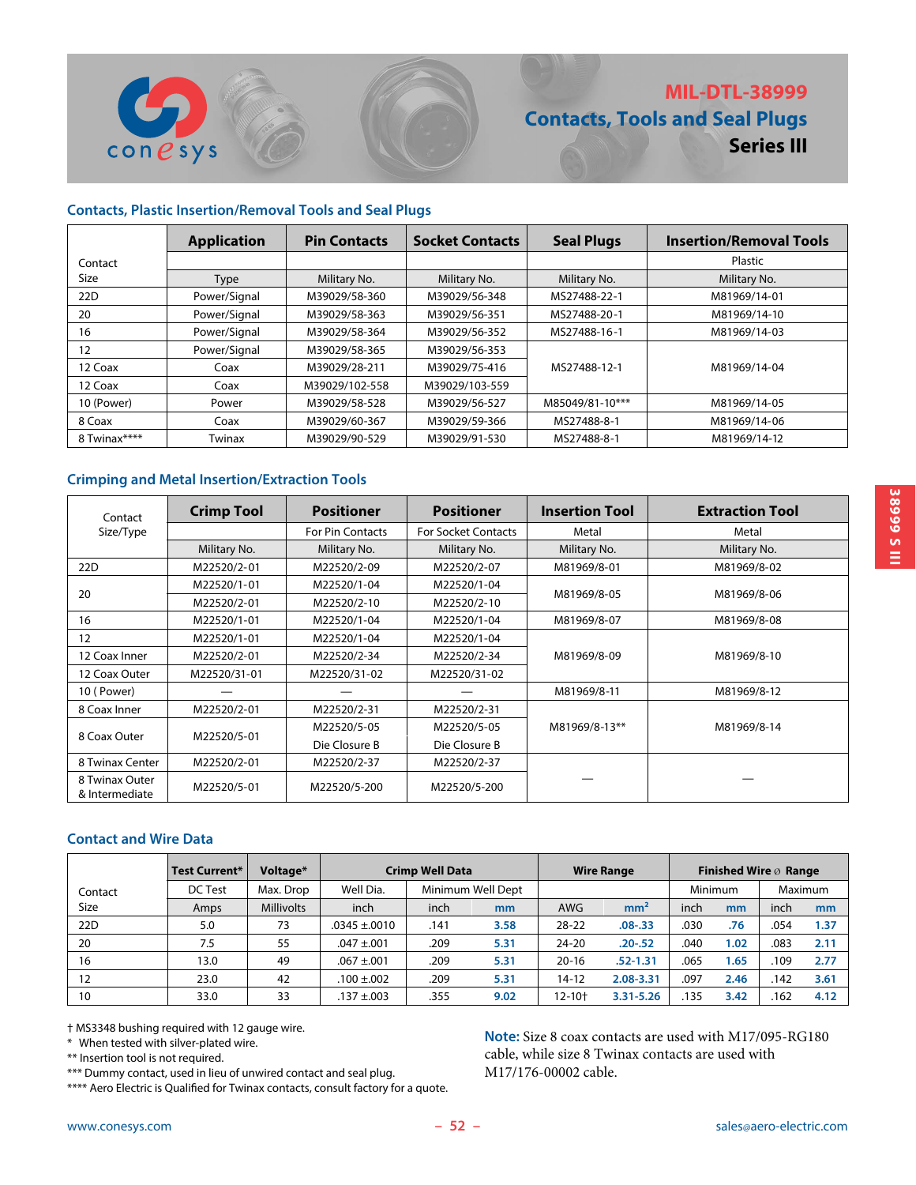# MIL-DTL-38999
## Contacts, Tools and Seal Plugs
## Series III

### Contacts, Plastic Insertion/Removal Tools and Seal Plugs

| Contact Size | Application | Pin Contacts | Socket Contacts | Seal Plugs | Insertion/Removal Tools |
|---|---|---|---|---|---|
| | | | | | Plastic |
| | Type | Military No. | Military No. | Military No. | Military No. |
| 22D | Power/Signal | M39029/58-360 | M39029/56-348 | MS27488-22-1 | M81969/14-01 |
| 20 | Power/Signal | M39029/58-363 | M39029/56-351 | MS27488-20-1 | M81969/14-10 |
| 16 | Power/Signal | M39029/58-364 | M39029/56-352 | MS27488-16-1 | M81969/14-03 |
| 12 | Power/Signal | M39029/58-365 | M39029/56-353 | MS27488-12-1 | M81969/14-04 |
| 12 Coax | Coax | M39029/28-211 | M39029/75-416 | | |
| 12 Coax | Coax | M39029/102-558 | M39029/103-559 | | |
| 10 (Power) | Power | M39029/58-528 | M39029/56-527 | M85049/81-10*** | M81969/14-05 |
| 8 Coax | Coax | M39029/60-367 | M39029/59-366 | MS27488-8-1 | M81969/14-06 |
| 8 Twinax**** | Twinax | M39029/90-529 | M39029/91-530 | MS27488-8-1 | M81969/14-12 |

### Crimping and Metal Insertion/Extraction Tools

| Contact Size/Type | Crimp Tool | Positioner | Positioner | Insertion Tool | Extraction Tool |
|---|---|---|---|---|---|
| | | For Pin Contacts | For Socket Contacts | Metal | Metal |
| | Military No. | Military No. | Military No. | Military No. | Military No. |
| 22D | M22520/2-01 | M22520/2-09 | M22520/2-07 | M81969/8-01 | M81969/8-02 |
| 20 | M22520/1-01 | M22520/1-04 | M22520/1-04 | M81969/8-05 | M81969/8-06 |
| | M22520/2-01 | M22520/2-10 | M22520/2-10 | | |
| 16 | M22520/1-01 | M22520/1-04 | M22520/1-04 | M81969/8-07 | M81969/8-08 |
| 12 | M22520/1-01 | M22520/1-04 | M22520/1-04 | M81969/8-09 | M81969/8-10 |
| 12 Coax Inner | M22520/2-01 | M22520/2-34 | M22520/2-34 | | |
| 12 Coax Outer | M22520/31-01 | M22520/31-02 | M22520/31-02 | | |
| 10 ( Power) | — | — | — | M81969/8-11 | M81969/8-12 |
| 8 Coax Inner | M22520/2-01 | M22520/2-31 | M22520/2-31 | M81969/8-13** | M81969/8-14 |
| 8 Coax Outer | M22520/5-01 | M22520/5-05 Die Closure B | M22520/5-05 Die Closure B | | |
| 8 Twinax Center | M22520/2-01 | M22520/2-37 | M22520/2-37 | — | — |
| 8 Twinax Outer & Intermediate | M22520/5-01 | M22520/5-200 | M22520/5-200 | | |

### Contact and Wire Data

| Contact Size | Test Current* | Voltage* | Crimp Well Data | | | Wire Range | | Finished Wire ⌀ Range | | | |
|---|---|---|---|---|---|---|---|---|---|---|---|
| | DC Test | Max. Drop | Well Dia. | Minimum Well Dept | | | | Minimum | | Maximum | |
| | Amps | Millivolts | inch | inch | mm | AWG | mm² | inch | mm | inch | mm |
| 22D | 5.0 | 73 | .0345 ±.0010 | .141 | 3.58 | 28-22 | .08-.33 | .030 | .76 | .054 | 1.37 |
| 20 | 7.5 | 55 | .047 ±.001 | .209 | 5.31 | 24-20 | .20-.52 | .040 | 1.02 | .083 | 2.11 |
| 16 | 13.0 | 49 | .067 ±.001 | .209 | 5.31 | 20-16 | .52-1.31 | .065 | 1.65 | .109 | 2.77 |
| 12 | 23.0 | 42 | .100 ±.002 | .209 | 5.31 | 14-12 | 2.08-3.31 | .097 | 2.46 | .142 | 3.61 |
| 10 | 33.0 | 33 | .137 ±.003 | .355 | 9.02 | 12-10† | 3.31-5.26 | .135 | 3.42 | .162 | 4.12 |

† MS3348 bushing required with 12 gauge wire.
\* When tested with silver-plated wire.
** Insertion tool is not required.
*** Dummy contact, used in lieu of unwired contact and seal plug.
**** Aero Electric is Qualified for Twinax contacts, consult factory for a quote.

**Note:** Size 8 coax contacts are used with M17/095-RG180 cable, while size 8 Twinax contacts are used with M17/176-00002 cable.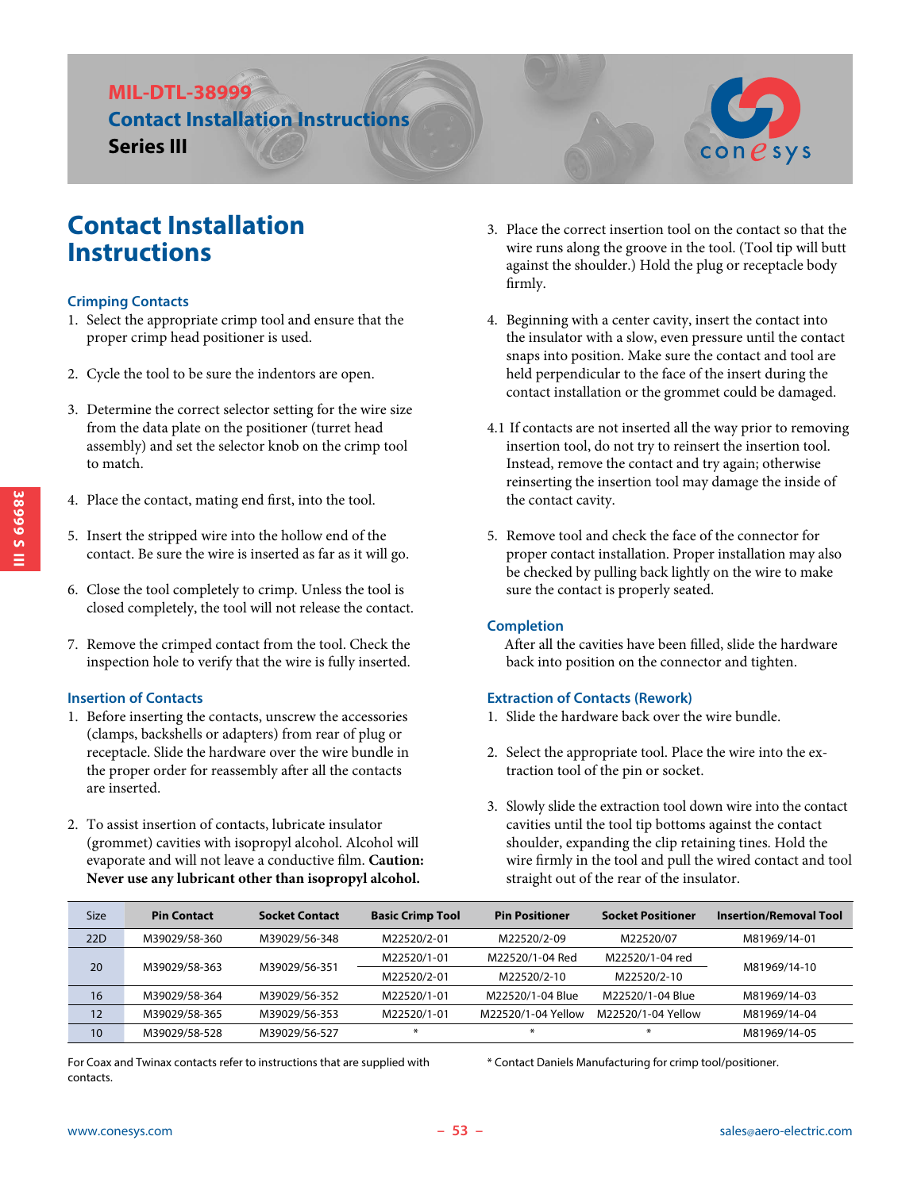# MIL-DTL-38999 Contact Installation Instructions Series III

## Contact Installation Instructions

### Crimping Contacts

1. Select the appropriate crimp tool and ensure that the proper crimp head positioner is used.
2. Cycle the tool to be sure the indentors are open.
3. Determine the correct selector setting for the wire size from the data plate on the positioner (turret head assembly) and set the selector knob on the crimp tool to match.
4. Place the contact, mating end first, into the tool.
5. Insert the stripped wire into the hollow end of the contact. Be sure the wire is inserted as far as it will go.
6. Close the tool completely to crimp. Unless the tool is closed completely, the tool will not release the contact.
7. Remove the crimped contact from the tool. Check the inspection hole to verify that the wire is fully inserted.

### Insertion of Contacts

1. Before inserting the contacts, unscrew the accessories (clamps, backshells or adapters) from rear of plug or receptacle. Slide the hardware over the wire bundle in the proper order for reassembly after all the contacts are inserted.
2. To assist insertion of contacts, lubricate insulator (grommet) cavities with isopropyl alcohol. Alcohol will evaporate and will not leave a conductive film. **Caution: Never use any lubricant other than isopropyl alcohol.**
3. Place the correct insertion tool on the contact so that the wire runs along the groove in the tool. (Tool tip will butt against the shoulder.) Hold the plug or receptacle body firmly.
4. Beginning with a center cavity, insert the contact into the insulator with a slow, even pressure until the contact snaps into position. Make sure the contact and tool are held perpendicular to the face of the insert during the contact installation or the grommet could be damaged.

4.1 If contacts are not inserted all the way prior to removing insertion tool, do not try to reinsert the insertion tool. Instead, remove the contact and try again; otherwise reinserting the insertion tool may damage the inside of the contact cavity.

5. Remove tool and check the face of the connector for proper contact installation. Proper installation may also be checked by pulling back lightly on the wire to make sure the contact is properly seated.

### Completion

After all the cavities have been filled, slide the hardware back into position on the connector and tighten.

### Extraction of Contacts (Rework)

1. Slide the hardware back over the wire bundle.
2. Select the appropriate tool. Place the wire into the extraction tool of the pin or socket.
3. Slowly slide the extraction tool down wire into the contact cavities until the tool tip bottoms against the contact shoulder, expanding the clip retaining tines. Hold the wire firmly in the tool and pull the wired contact and tool straight out of the rear of the insulator.

| Size | Pin Contact | Socket Contact | Basic Crimp Tool | Pin Positioner | Socket Positioner | Insertion/Removal Tool |
|---|---|---|---|---|---|---|
| 22D | M39029/58-360 | M39029/56-348 | M22520/2-01 | M22520/2-09 | M22520/07 | M81969/14-01 |
| 20 | M39029/58-363 | M39029/56-351 | M22520/1-01 | M22520/1-04 Red | M22520/1-04 red | M81969/14-10 |
| | | | M22520/2-01 | M22520/2-10 | M22520/2-10 | |
| 16 | M39029/58-364 | M39029/56-352 | M22520/1-01 | M22520/1-04 Blue | M22520/1-04 Blue | M81969/14-03 |
| 12 | M39029/58-365 | M39029/56-353 | M22520/1-01 | M22520/1-04 Yellow | M22520/1-04 Yellow | M81969/14-04 |
| 10 | M39029/58-528 | M39029/56-527 | * | * | * | M81969/14-05 |

For Coax and Twinax contacts refer to instructions that are supplied with contacts.

* Contact Daniels Manufacturing for crimp tool/positioner.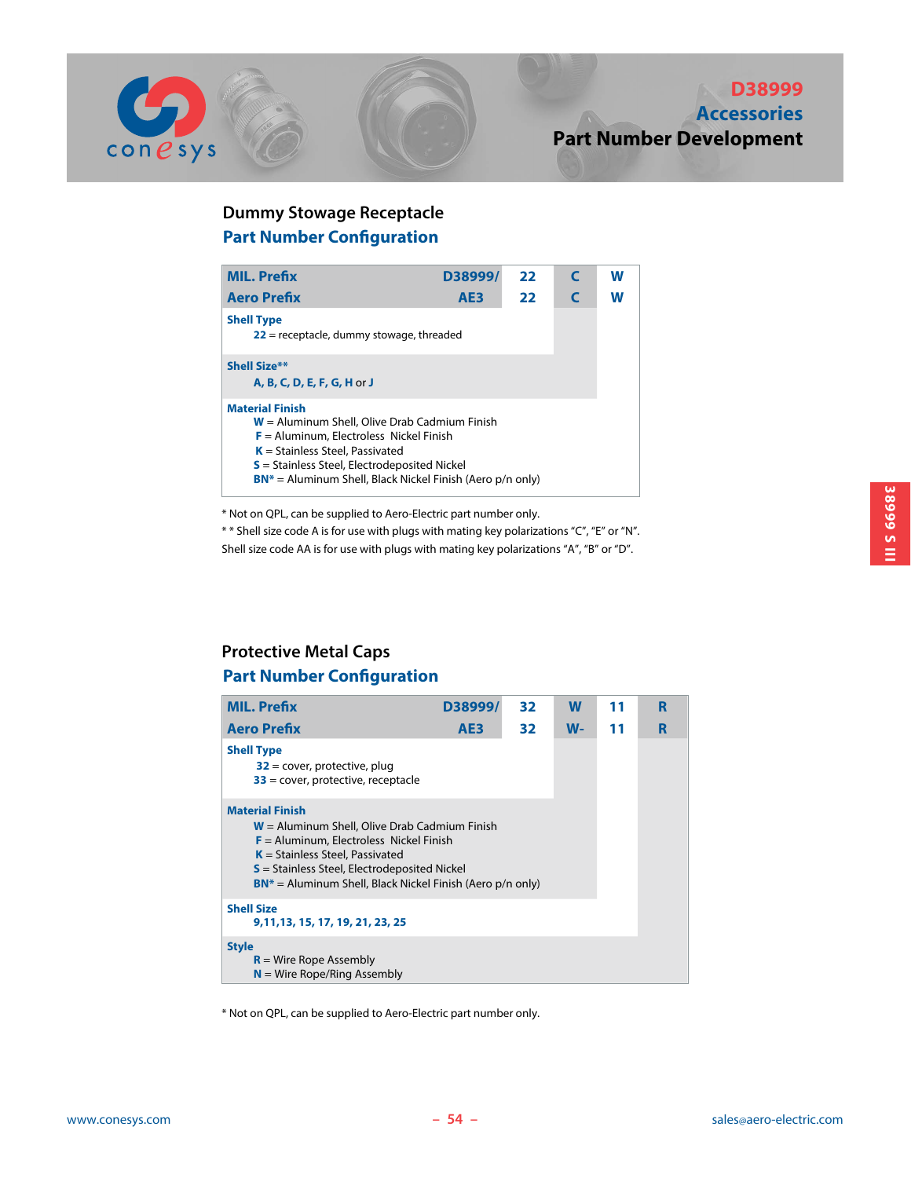# D38999 Accessories Part Number Development

## Dummy Stowage Receptacle

### Part Number Configuration

| | | | | |
|---|---|---|---|---|
| **MIL. Prefix** | **D38999/** | **22** | **C** | **W** |
| **Aero Prefix** | **AE3** | **22** | **C** | **W** |

**Shell Type**
- **22** = receptacle, dummy stowage, threaded

**Shell Size****
- **A, B, C, D, E, F, G, H** or **J**

**Material Finish**
- **W** = Aluminum Shell, Olive Drab Cadmium Finish
- **F** = Aluminum, Electroless Nickel Finish
- **K** = Stainless Steel, Passivated
- **S** = Stainless Steel, Electrodeposited Nickel
- **BN*** = Aluminum Shell, Black Nickel Finish (Aero p/n only)

* Not on QPL, can be supplied to Aero-Electric part number only.
* * Shell size code A is for use with plugs with mating key polarizations "C", "E" or "N".
Shell size code AA is for use with plugs with mating key polarizations "A", "B" or "D".

## Protective Metal Caps

### Part Number Configuration

| | | | | | |
|---|---|---|---|---|---|
| **MIL. Prefix** | **D38999/** | **32** | **W** | **11** | **R** |
| **Aero Prefix** | **AE3** | **32** | **W-** | **11** | **R** |

**Shell Type**
- **32** = cover, protective, plug
- **33** = cover, protective, receptacle

**Material Finish**
- **W** = Aluminum Shell, Olive Drab Cadmium Finish
- **F** = Aluminum, Electroless Nickel Finish
- **K** = Stainless Steel, Passivated
- **S** = Stainless Steel, Electrodeposited Nickel
- **BN*** = Aluminum Shell, Black Nickel Finish (Aero p/n only)

**Shell Size**
- **9,11,13, 15, 17, 19, 21, 23, 25**

**Style**
- **R** = Wire Rope Assembly
- **N** = Wire Rope/Ring Assembly

* Not on QPL, can be supplied to Aero-Electric part number only.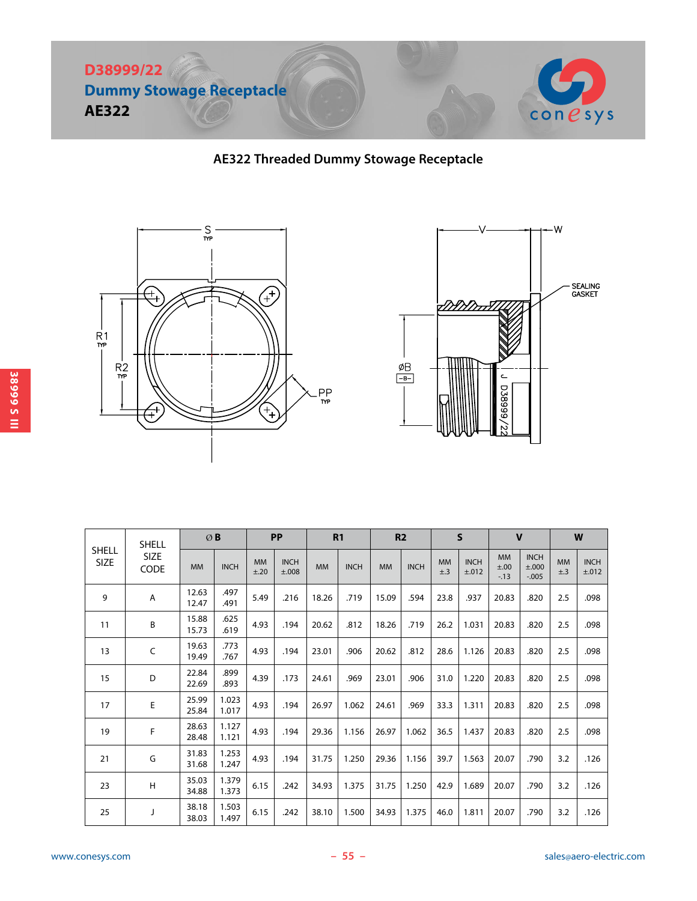# D38999/22

## Dummy Stowage Receptacle

## AE322

### AE322 Threaded Dummy Stowage Receptacle

S TYP

R1 TYP

R2 TYP

PP TYP

V

W

SEALING GASKET

ØB

-B-

J D38999/22

| SHELL SIZE | SHELL SIZE CODE | Ø B | | PP | | R1 | | R2 | | S | | V | | W | |
|---|---|---|---|---|---|---|---|---|---|---|---|---|---|---|---|
| | | MM | INCH | MM ±.20 | INCH ±.008 | MM | INCH | MM | INCH | MM ±.3 | INCH ±.012 | MM ±.00 -.13 | INCH ±.000 -.005 | MM ±.3 | INCH ±.012 |
| 9 | A | 12.63 12.47 | .497 .491 | 5.49 | .216 | 18.26 | .719 | 15.09 | .594 | 23.8 | .937 | 20.83 | .820 | 2.5 | .098 |
| 11 | B | 15.88 15.73 | .625 .619 | 4.93 | .194 | 20.62 | .812 | 18.26 | .719 | 26.2 | 1.031 | 20.83 | .820 | 2.5 | .098 |
| 13 | C | 19.63 19.49 | .773 .767 | 4.93 | .194 | 23.01 | .906 | 20.62 | .812 | 28.6 | 1.126 | 20.83 | .820 | 2.5 | .098 |
| 15 | D | 22.84 22.69 | .899 .893 | 4.39 | .173 | 24.61 | .969 | 23.01 | .906 | 31.0 | 1.220 | 20.83 | .820 | 2.5 | .098 |
| 17 | E | 25.99 25.84 | 1.023 1.017 | 4.93 | .194 | 26.97 | 1.062 | 24.61 | .969 | 33.3 | 1.311 | 20.83 | .820 | 2.5 | .098 |
| 19 | F | 28.63 28.48 | 1.127 1.121 | 4.93 | .194 | 29.36 | 1.156 | 26.97 | 1.062 | 36.5 | 1.437 | 20.83 | .820 | 2.5 | .098 |
| 21 | G | 31.83 31.68 | 1.253 1.247 | 4.93 | .194 | 31.75 | 1.250 | 29.36 | 1.156 | 39.7 | 1.563 | 20.07 | .790 | 3.2 | .126 |
| 23 | H | 35.03 34.88 | 1.379 1.373 | 6.15 | .242 | 34.93 | 1.375 | 31.75 | 1.250 | 42.9 | 1.689 | 20.07 | .790 | 3.2 | .126 |
| 25 | J | 38.18 38.03 | 1.503 1.497 | 6.15 | .242 | 38.10 | 1.500 | 34.93 | 1.375 | 46.0 | 1.811 | 20.07 | .790 | 3.2 | .126 |

www.conesys.com sales@aero-electric.com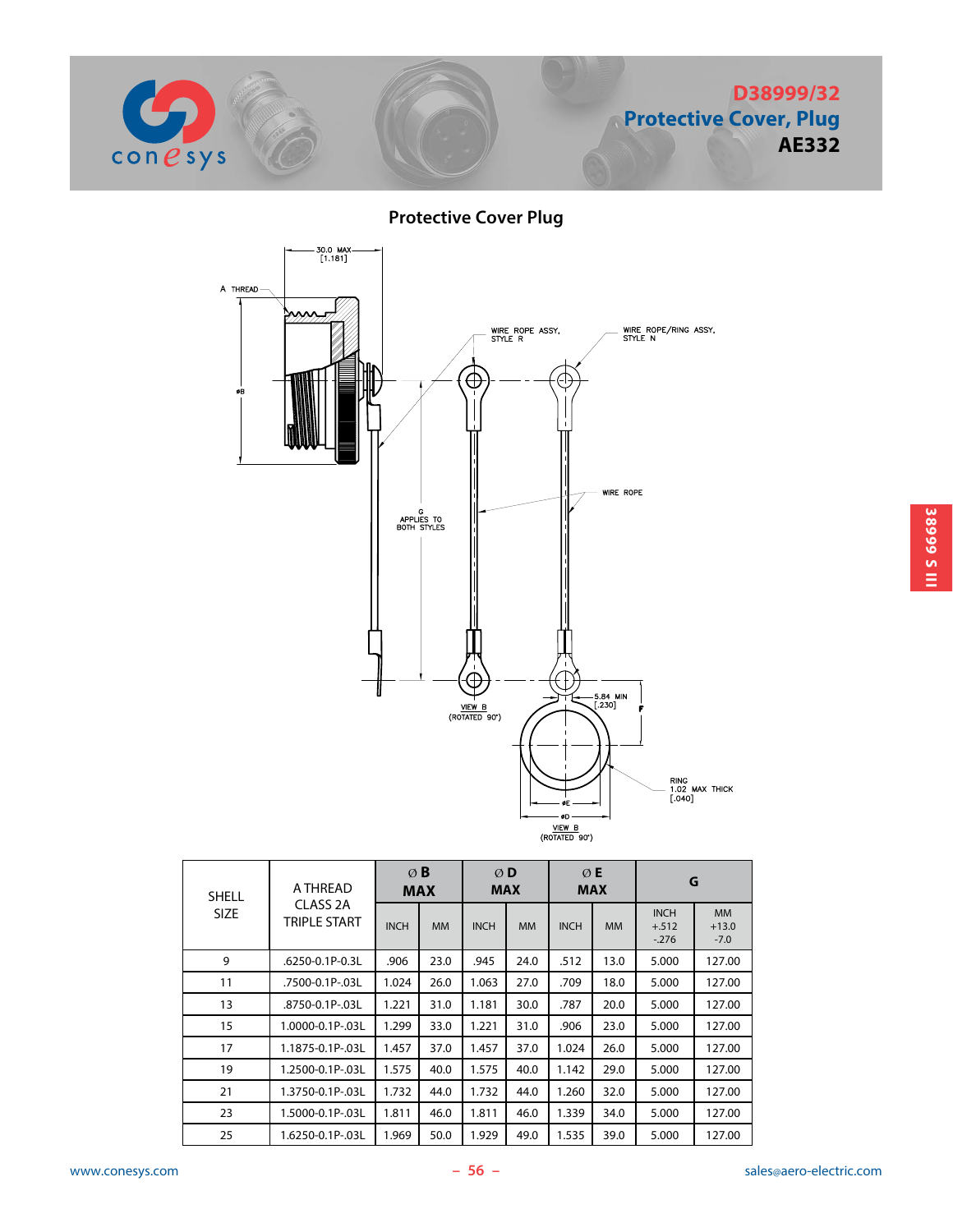# D38999/32
## Protective Cover, Plug
## AE332

### Protective Cover Plug

30.0 MAX [1.181]

A THREAD

ØB

WIRE ROPE ASSY, STYLE R

WIRE ROPE/RING ASSY, STYLE N

WIRE ROPE

G APPLIES TO BOTH STYLES

VIEW B (ROTATED 90°)

5.84 MIN [.230]

F

RING 1.02 MAX THICK [.040]

ØE

ØD

VIEW B (ROTATED 90°)

| SHELL SIZE | A THREAD CLASS 2A TRIPLE START | Ø B MAX | | Ø D MAX | | Ø E MAX | | G | |
|---|---|---|---|---|---|---|---|---|---|
| | | INCH | MM | INCH | MM | INCH | MM | INCH +.512 -.276 | MM +13.0 -7.0 |
| 9 | .6250-0.1P-0.3L | .906 | 23.0 | .945 | 24.0 | .512 | 13.0 | 5.000 | 127.00 |
| 11 | .7500-0.1P-.03L | 1.024 | 26.0 | 1.063 | 27.0 | .709 | 18.0 | 5.000 | 127.00 |
| 13 | .8750-0.1P-.03L | 1.221 | 31.0 | 1.181 | 30.0 | .787 | 20.0 | 5.000 | 127.00 |
| 15 | 1.0000-0.1P-.03L | 1.299 | 33.0 | 1.221 | 31.0 | .906 | 23.0 | 5.000 | 127.00 |
| 17 | 1.1875-0.1P-.03L | 1.457 | 37.0 | 1.457 | 37.0 | 1.024 | 26.0 | 5.000 | 127.00 |
| 19 | 1.2500-0.1P-.03L | 1.575 | 40.0 | 1.575 | 40.0 | 1.142 | 29.0 | 5.000 | 127.00 |
| 21 | 1.3750-0.1P-.03L | 1.732 | 44.0 | 1.732 | 44.0 | 1.260 | 32.0 | 5.000 | 127.00 |
| 23 | 1.5000-0.1P-.03L | 1.811 | 46.0 | 1.811 | 46.0 | 1.339 | 34.0 | 5.000 | 127.00 |
| 25 | 1.6250-0.1P-.03L | 1.969 | 50.0 | 1.929 | 49.0 | 1.535 | 39.0 | 5.000 | 127.00 |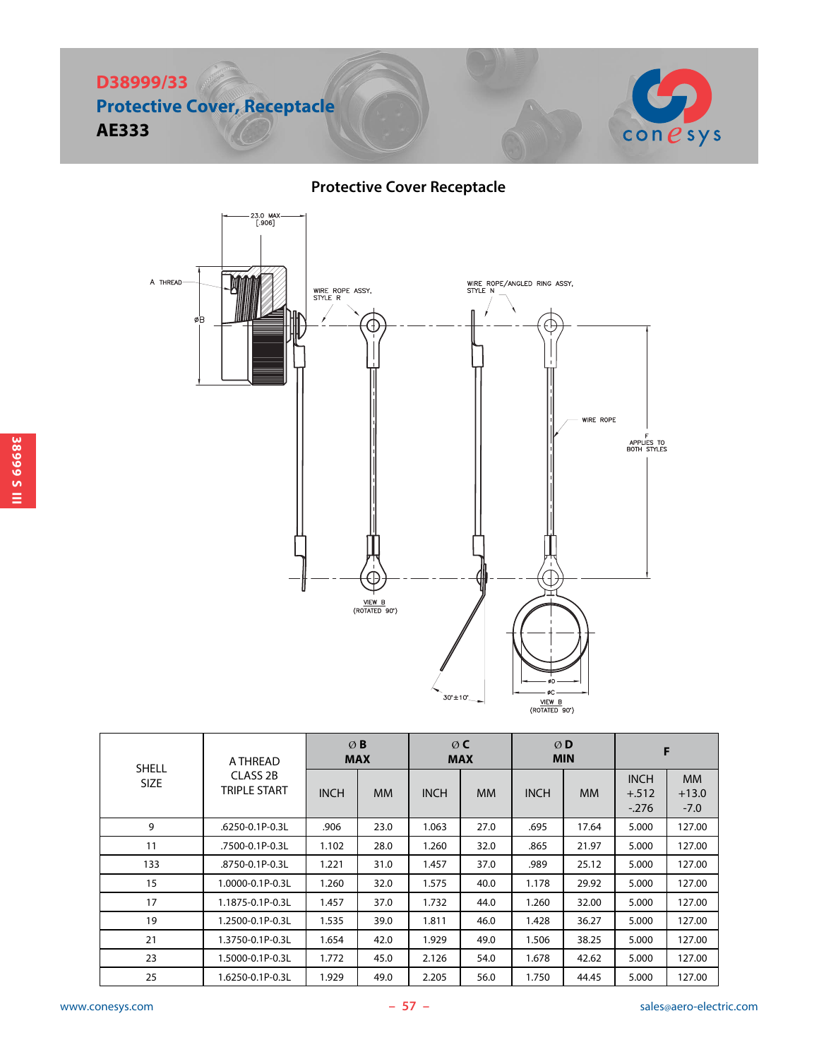# D38999/33
## Protective Cover, Receptacle
## AE333

### Protective Cover Receptacle

| SHELL SIZE | A THREAD CLASS 2B TRIPLE START | Ø B MAX | | Ø C MAX | | Ø D MIN | | F | |
|---|---|---|---|---|---|---|---|---|---|
| | | INCH | MM | INCH | MM | INCH | MM | INCH +.512 -.276 | MM +13.0 -7.0 |
| 9 | .6250-0.1P-0.3L | .906 | 23.0 | 1.063 | 27.0 | .695 | 17.64 | 5.000 | 127.00 |
| 11 | .7500-0.1P-0.3L | 1.102 | 28.0 | 1.260 | 32.0 | .865 | 21.97 | 5.000 | 127.00 |
| 133 | .8750-0.1P-0.3L | 1.221 | 31.0 | 1.457 | 37.0 | .989 | 25.12 | 5.000 | 127.00 |
| 15 | 1.0000-0.1P-0.3L | 1.260 | 32.0 | 1.575 | 40.0 | 1.178 | 29.92 | 5.000 | 127.00 |
| 17 | 1.1875-0.1P-0.3L | 1.457 | 37.0 | 1.732 | 44.0 | 1.260 | 32.00 | 5.000 | 127.00 |
| 19 | 1.2500-0.1P-0.3L | 1.535 | 39.0 | 1.811 | 46.0 | 1.428 | 36.27 | 5.000 | 127.00 |
| 21 | 1.3750-0.1P-0.3L | 1.654 | 42.0 | 1.929 | 49.0 | 1.506 | 38.25 | 5.000 | 127.00 |
| 23 | 1.5000-0.1P-0.3L | 1.772 | 45.0 | 2.126 | 54.0 | 1.678 | 42.62 | 5.000 | 127.00 |
| 25 | 1.6250-0.1P-0.3L | 1.929 | 49.0 | 2.205 | 56.0 | 1.750 | 44.45 | 5.000 | 127.00 |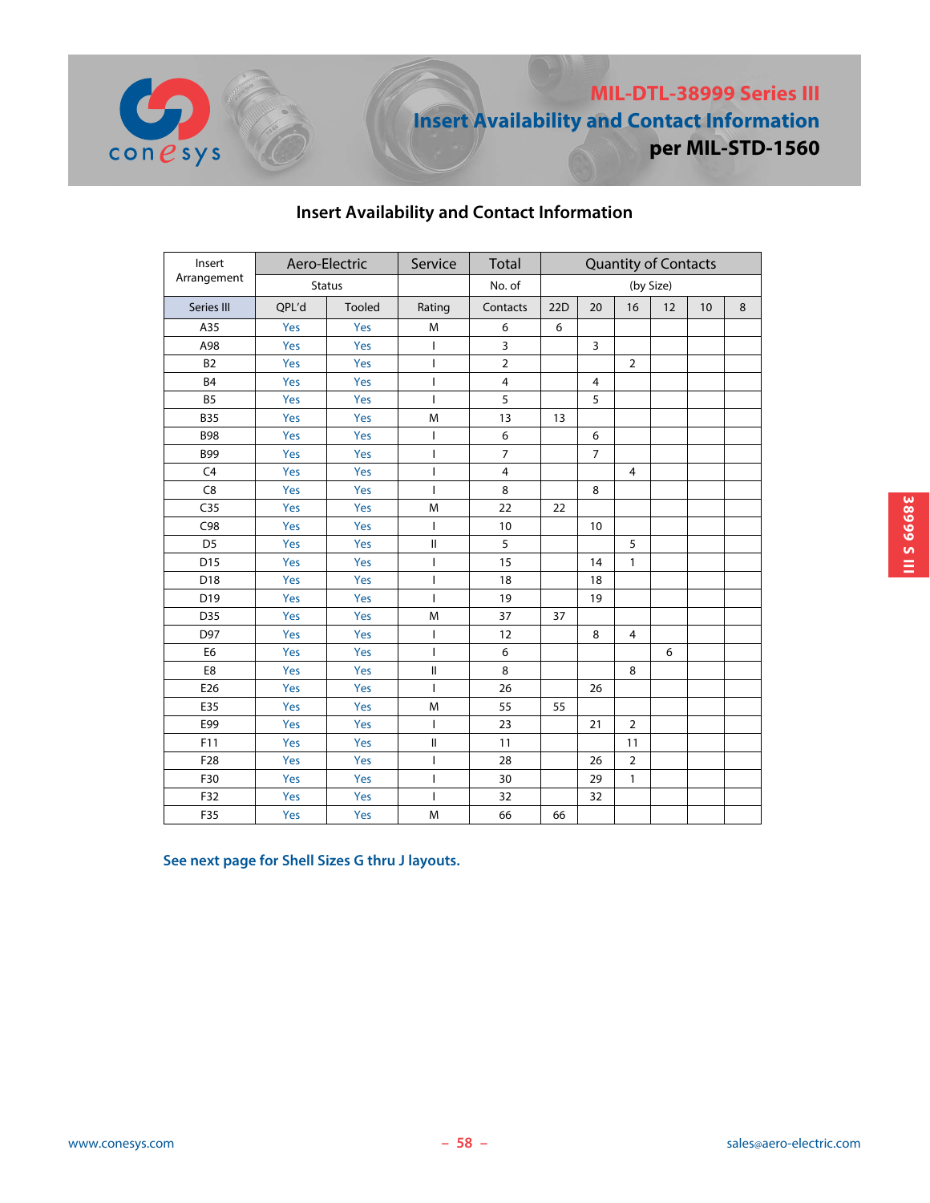# MIL-DTL-38999 Series III
# Insert Availability and Contact Information
# per MIL-STD-1560

## Insert Availability and Contact Information

| Insert Arrangement | Aero-Electric | | Service | Total | Quantity of Contacts | | | | | |
|---|---|---|---|---|---|---|---|---|---|---|
| | Status | | | No. of | (by Size) | | | | | |
| Series III | QPL'd | Tooled | Rating | Contacts | 22D | 20 | 16 | 12 | 10 | 8 |
| A35 | Yes | Yes | M | 6 | 6 | | | | | |
| A98 | Yes | Yes | I | 3 | | 3 | | | | |
| B2 | Yes | Yes | I | 2 | | | 2 | | | |
| B4 | Yes | Yes | I | 4 | | 4 | | | | |
| B5 | Yes | Yes | I | 5 | | 5 | | | | |
| B35 | Yes | Yes | M | 13 | 13 | | | | | |
| B98 | Yes | Yes | I | 6 | | 6 | | | | |
| B99 | Yes | Yes | I | 7 | | 7 | | | | |
| C4 | Yes | Yes | I | 4 | | | 4 | | | |
| C8 | Yes | Yes | I | 8 | | 8 | | | | |
| C35 | Yes | Yes | M | 22 | 22 | | | | | |
| C98 | Yes | Yes | I | 10 | | 10 | | | | |
| D5 | Yes | Yes | II | 5 | | | 5 | | | |
| D15 | Yes | Yes | I | 15 | | 14 | 1 | | | |
| D18 | Yes | Yes | I | 18 | | 18 | | | | |
| D19 | Yes | Yes | I | 19 | | 19 | | | | |
| D35 | Yes | Yes | M | 37 | 37 | | | | | |
| D97 | Yes | Yes | I | 12 | | 8 | 4 | | | |
| E6 | Yes | Yes | I | 6 | | | | 6 | | |
| E8 | Yes | Yes | II | 8 | | | 8 | | | |
| E26 | Yes | Yes | I | 26 | | 26 | | | | |
| E35 | Yes | Yes | M | 55 | 55 | | | | | |
| E99 | Yes | Yes | I | 23 | | 21 | 2 | | | |
| F11 | Yes | Yes | II | 11 | | | 11 | | | |
| F28 | Yes | Yes | I | 28 | | 26 | 2 | | | |
| F30 | Yes | Yes | I | 30 | | 29 | 1 | | | |
| F32 | Yes | Yes | I | 32 | | 32 | | | | |
| F35 | Yes | Yes | M | 66 | 66 | | | | | |

**See next page for Shell Sizes G thru J layouts.**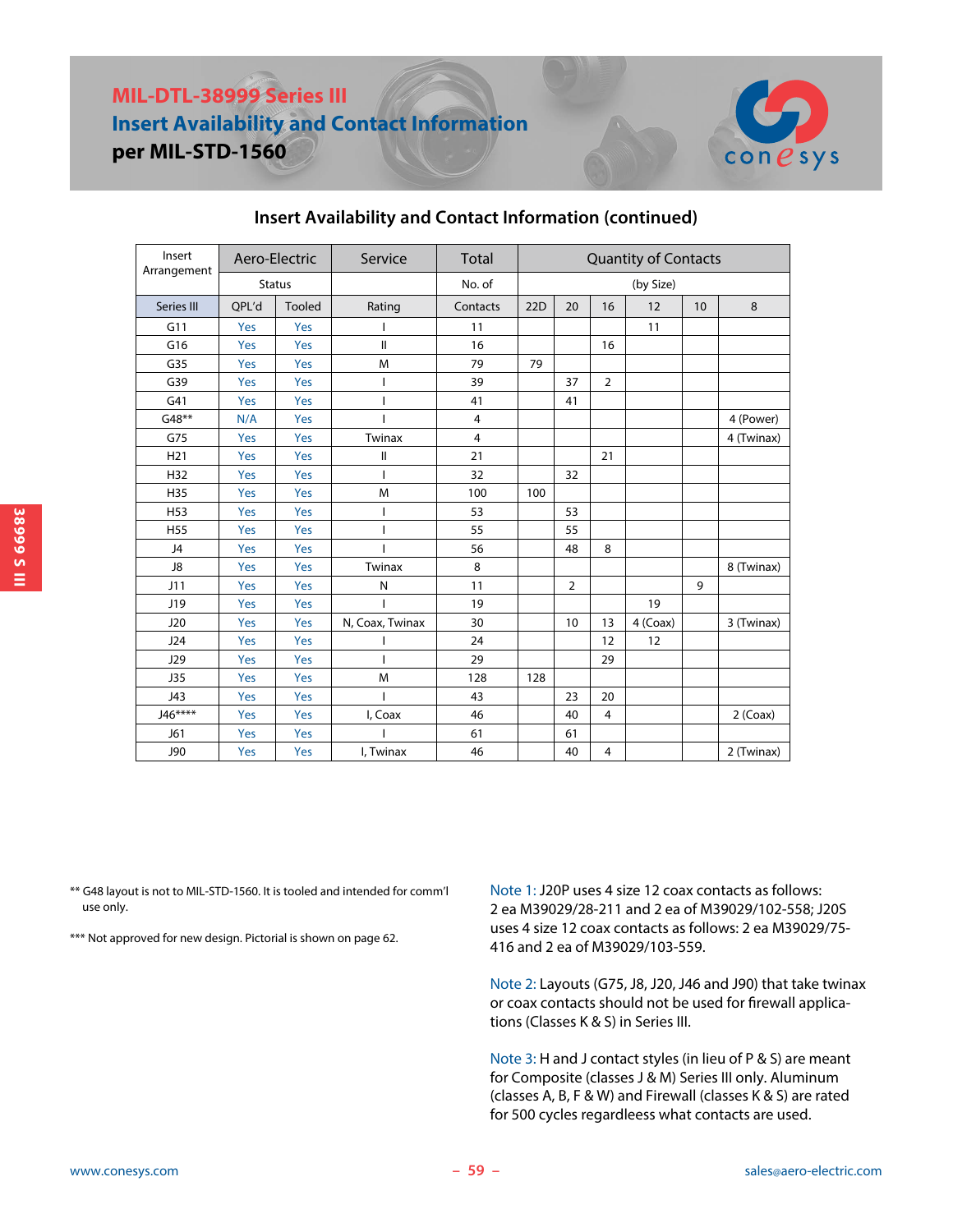# MIL-DTL-38999 Series III
## Insert Availability and Contact Information
### per MIL-STD-1560

## Insert Availability and Contact Information (continued)

| Insert Arrangement | Aero-Electric | | Service | Total | Quantity of Contacts | | | | | |
|---|---|---|---|---|---|---|---|---|---|---|
| | Status | | | No. of | (by Size) | | | | | |
| Series III | QPL'd | Tooled | Rating | Contacts | 22D | 20 | 16 | 12 | 10 | 8 |
| G11 | Yes | Yes | I | 11 | | | | 11 | | |
| G16 | Yes | Yes | II | 16 | | | 16 | | | |
| G35 | Yes | Yes | M | 79 | 79 | | | | | |
| G39 | Yes | Yes | I | 39 | | 37 | 2 | | | |
| G41 | Yes | Yes | I | 41 | | 41 | | | | |
| G48** | N/A | Yes | I | 4 | | | | | | 4 (Power) |
| G75 | Yes | Yes | Twinax | 4 | | | | | | 4 (Twinax) |
| H21 | Yes | Yes | II | 21 | | | 21 | | | |
| H32 | Yes | Yes | I | 32 | | 32 | | | | |
| H35 | Yes | Yes | M | 100 | 100 | | | | | |
| H53 | Yes | Yes | I | 53 | | 53 | | | | |
| H55 | Yes | Yes | I | 55 | | 55 | | | | |
| J4 | Yes | Yes | I | 56 | | 48 | 8 | | | |
| J8 | Yes | Yes | Twinax | 8 | | | | | | 8 (Twinax) |
| J11 | Yes | Yes | N | 11 | | 2 | | | 9 | |
| J19 | Yes | Yes | I | 19 | | | | 19 | | |
| J20 | Yes | Yes | N, Coax, Twinax | 30 | | 10 | 13 | 4 (Coax) | | 3 (Twinax) |
| J24 | Yes | Yes | I | 24 | | | 12 | 12 | | |
| J29 | Yes | Yes | I | 29 | | | 29 | | | |
| J35 | Yes | Yes | M | 128 | 128 | | | | | |
| J43 | Yes | Yes | I | 43 | | 23 | 20 | | | |
| J46**** | Yes | Yes | I, Coax | 46 | | 40 | 4 | | | 2 (Coax) |
| J61 | Yes | Yes | I | 61 | | 61 | | | | |
| J90 | Yes | Yes | I, Twinax | 46 | | 40 | 4 | | | 2 (Twinax) |

** G48 layout is not to MIL-STD-1560. It is tooled and intended for comm'l use only.

*** Not approved for new design. Pictorial is shown on page 62.

Note 1: J20P uses 4 size 12 coax contacts as follows: 2 ea M39029/28-211 and 2 ea of M39029/102-558; J20S uses 4 size 12 coax contacts as follows: 2 ea M39029/75-416 and 2 ea of M39029/103-559.

Note 2: Layouts (G75, J8, J20, J46 and J90) that take twinax or coax contacts should not be used for firewall applications (Classes K & S) in Series III.

Note 3: H and J contact styles (in lieu of P & S) are meant for Composite (classes J & M) Series III only. Aluminum (classes A, B, F & W) and Firewall (classes K & S) are rated for 500 cycles regardleess what contacts are used.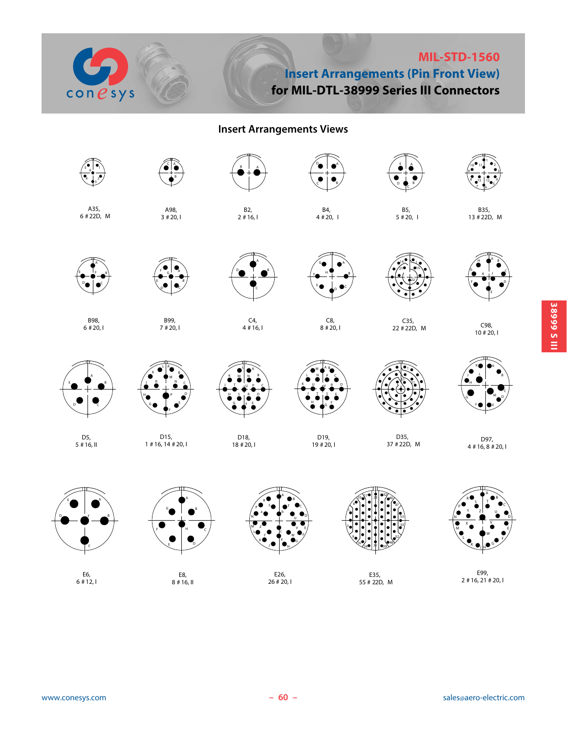# MIL-STD-1560

## Insert Arrangements (Pin Front View)

## for MIL-DTL-38999 Series III Connectors

### Insert Arrangements Views

A35,
6 # 22D, M

A98,
3 # 20, I

B2,
2 # 16, I

B4,
4 # 20, I

B5,
5 # 20, I

B35,
13 # 22D, M

B98,
6 # 20, I

B99,
7 # 20, I

C4,
4 # 16, I

C8,
8 # 20, I

C35,
22 # 22D, M

C98,
10 # 20, I

D5,
5 # 16, II

D15,
1 # 16, 14 # 20, I

D18,
18 # 20, I

D19,
19 # 20, I

D35,
37 # 22D, M

D97,
4 # 16, 8 # 20, I

E6,
6 # 12, I

E8,
8 # 16, II

E26,
26 # 20, I

E35,
55 # 22D, M

E99,
2 # 16, 21 # 20, I

38999 S III

www.conesys.com

sales@aero-electric.com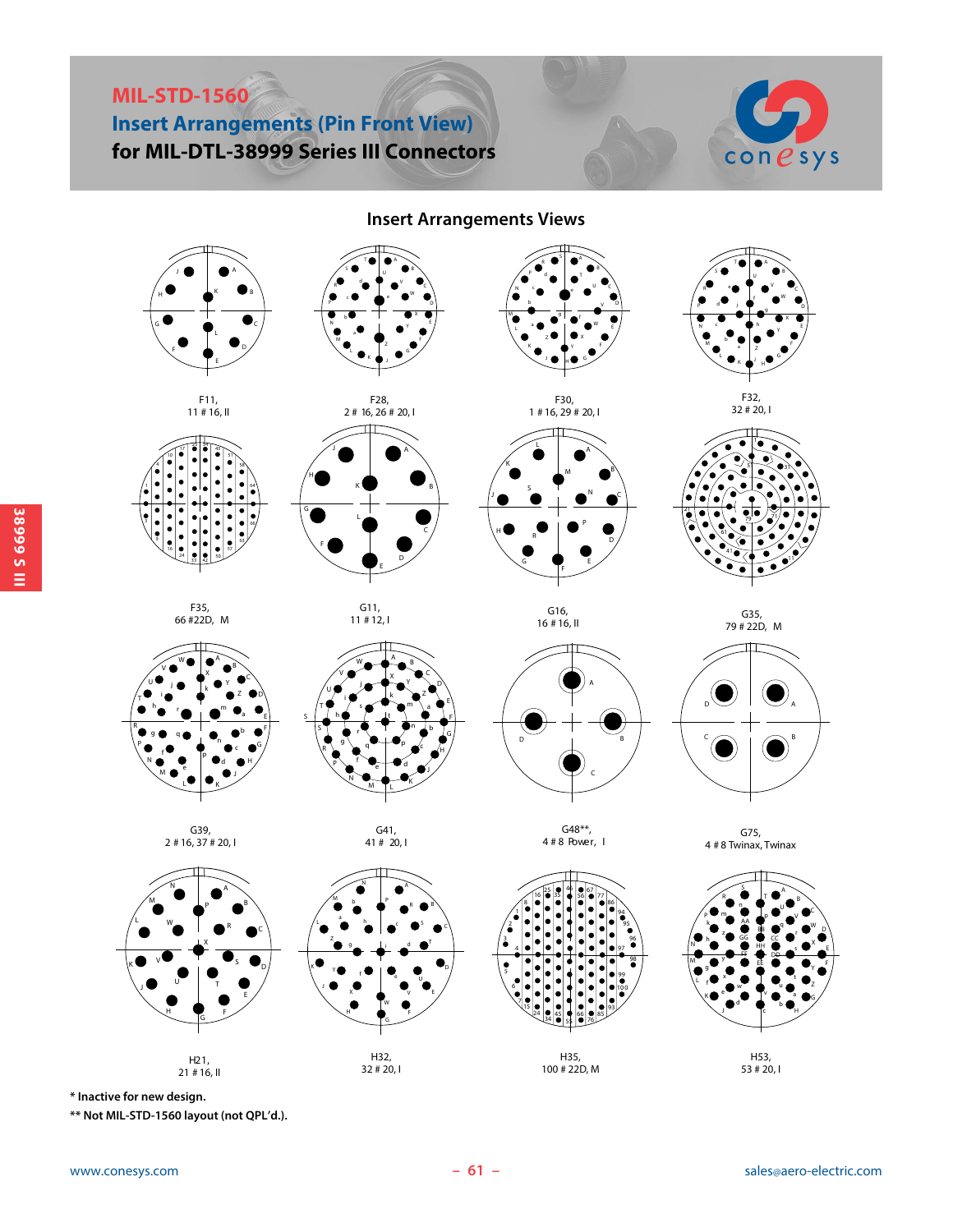# MIL-STD-1560

## Insert Arrangements (Pin Front View)

**for MIL-DTL-38999 Series III Connectors**

### Insert Arrangements Views

F11,
11 # 16, II

F28,
2 # 16, 26 # 20, I

F30,
1 # 16, 29 # 20, I

F32,
32 # 20, I

F35,
66 #22D, M

G11,
11 # 12, I

G16,
16 # 16, II

G35,
79 # 22D, M

G39,
2 # 16, 37 # 20, I

G41,
41 # 20, I

G48**,
4 # 8 Power, I

G75,
4 # 8 Twinax, Twinax

H21,
21 # 16, II

H32,
32 # 20, I

H35,
100 # 22D, M

H53,
53 # 20, I

**\* Inactive for new design.**

**\*\* Not MIL-STD-1560 layout (not QPL'd.).**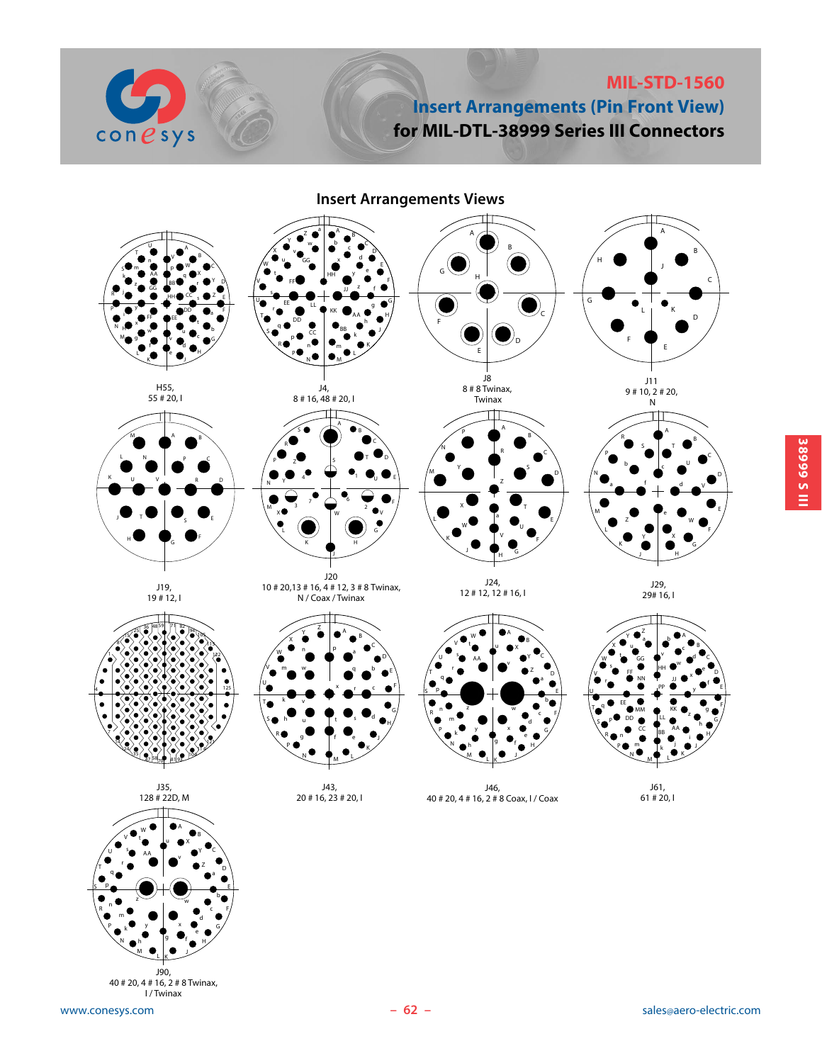# MIL-STD-1560
## Insert Arrangements (Pin Front View)
## for MIL-DTL-38999 Series III Connectors

### Insert Arrangements Views

H55,
55 # 20, I

J4,
8 # 16, 48 # 20, I

J8
8 # 8 Twinax,
Twinax

J11
9 # 10, 2 # 20,
N

J19,
19 # 12, I

J20
10 # 20,13 # 16, 4 # 12, 3 # 8 Twinax,
N / Coax / Twinax

J24,
12 # 12, 12 # 16, I

J29,
29# 16, I

J35,
128 # 22D, M

J43,
20 # 16, 23 # 20, I

J46,
40 # 20, 4 # 16, 2 # 8 Coax, I / Coax

J61,
61 # 20, I

J90,
40 # 20, 4 # 16, 2 # 8 Twinax,
I / Twinax

38999 S III

www.conesys.com

sales@aero-electric.com